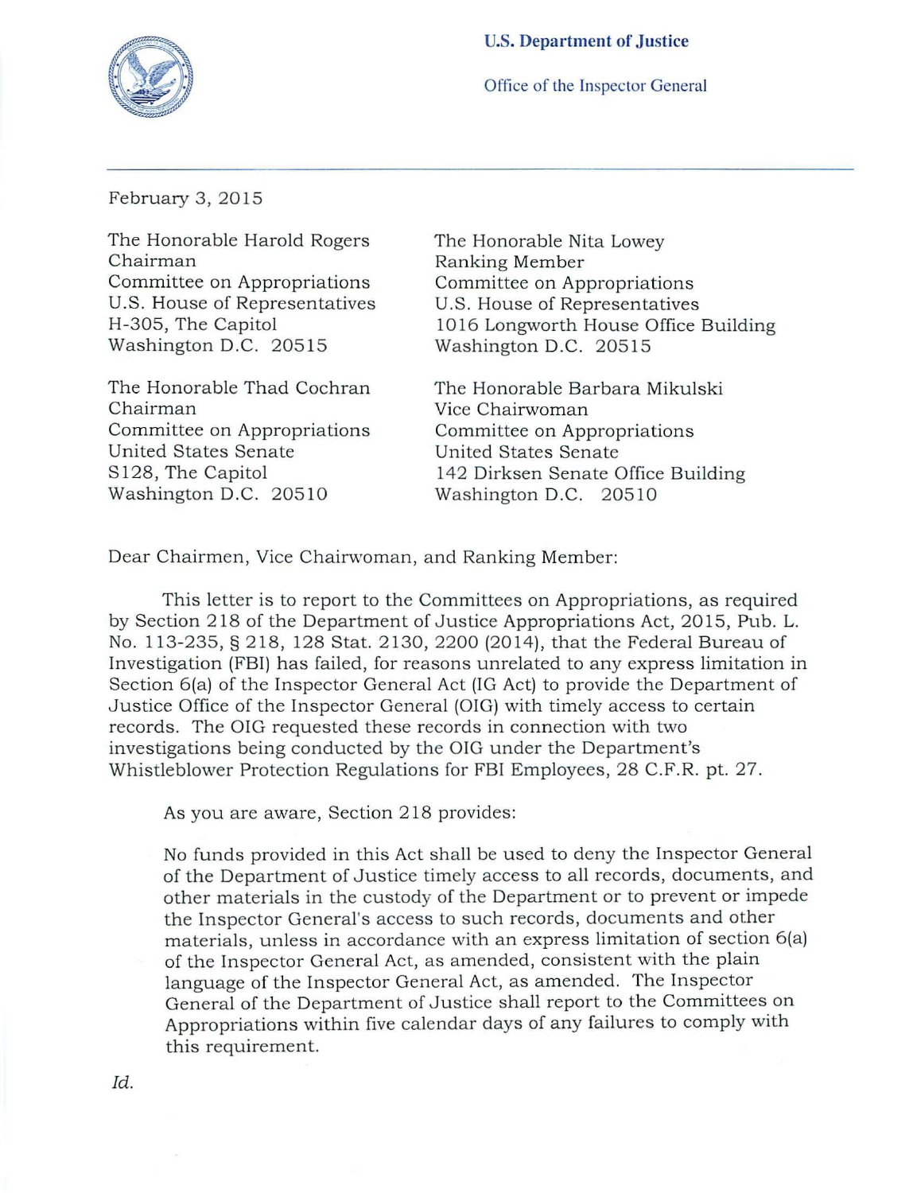**U.S. Department of Justice**

Office of the Inspector General

February 3, 2015

The Honorable Harold Rogers
Chairman
Committee on Appropriations
U.S. House of Representatives
H-305, The Capitol
Washington D.C. 20515

The Honorable Nita Lowey
Ranking Member
Committee on Appropriations
U.S. House of Representatives
1016 Longworth House Office Building
Washington D.C. 20515

The Honorable Thad Cochran
Chairman
Committee on Appropriations
United States Senate
S128, The Capitol
Washington D.C. 20510

The Honorable Barbara Mikulski
Vice Chairwoman
Committee on Appropriations
United States Senate
142 Dirksen Senate Office Building
Washington D.C. 20510

Dear Chairmen, Vice Chairwoman, and Ranking Member:

This letter is to report to the Committees on Appropriations, as required by Section 218 of the Department of Justice Appropriations Act, 2015, Pub. L. No. 113-235, § 218, 128 Stat. 2130, 2200 (2014), that the Federal Bureau of Investigation (FBI) has failed, for reasons unrelated to any express limitation in Section 6(a) of the Inspector General Act (IG Act) to provide the Department of Justice Office of the Inspector General (OIG) with timely access to certain records. The OIG requested these records in connection with two investigations being conducted by the OIG under the Department's Whistleblower Protection Regulations for FBI Employees, 28 C.F.R. pt. 27.

As you are aware, Section 218 provides:

> No funds provided in this Act shall be used to deny the Inspector General of the Department of Justice timely access to all records, documents, and other materials in the custody of the Department or to prevent or impede the Inspector General's access to such records, documents and other materials, unless in accordance with an express limitation of section 6(a) of the Inspector General Act, as amended, consistent with the plain language of the Inspector General Act, as amended. The Inspector General of the Department of Justice shall report to the Committees on Appropriations within five calendar days of any failures to comply with this requirement.

*Id.*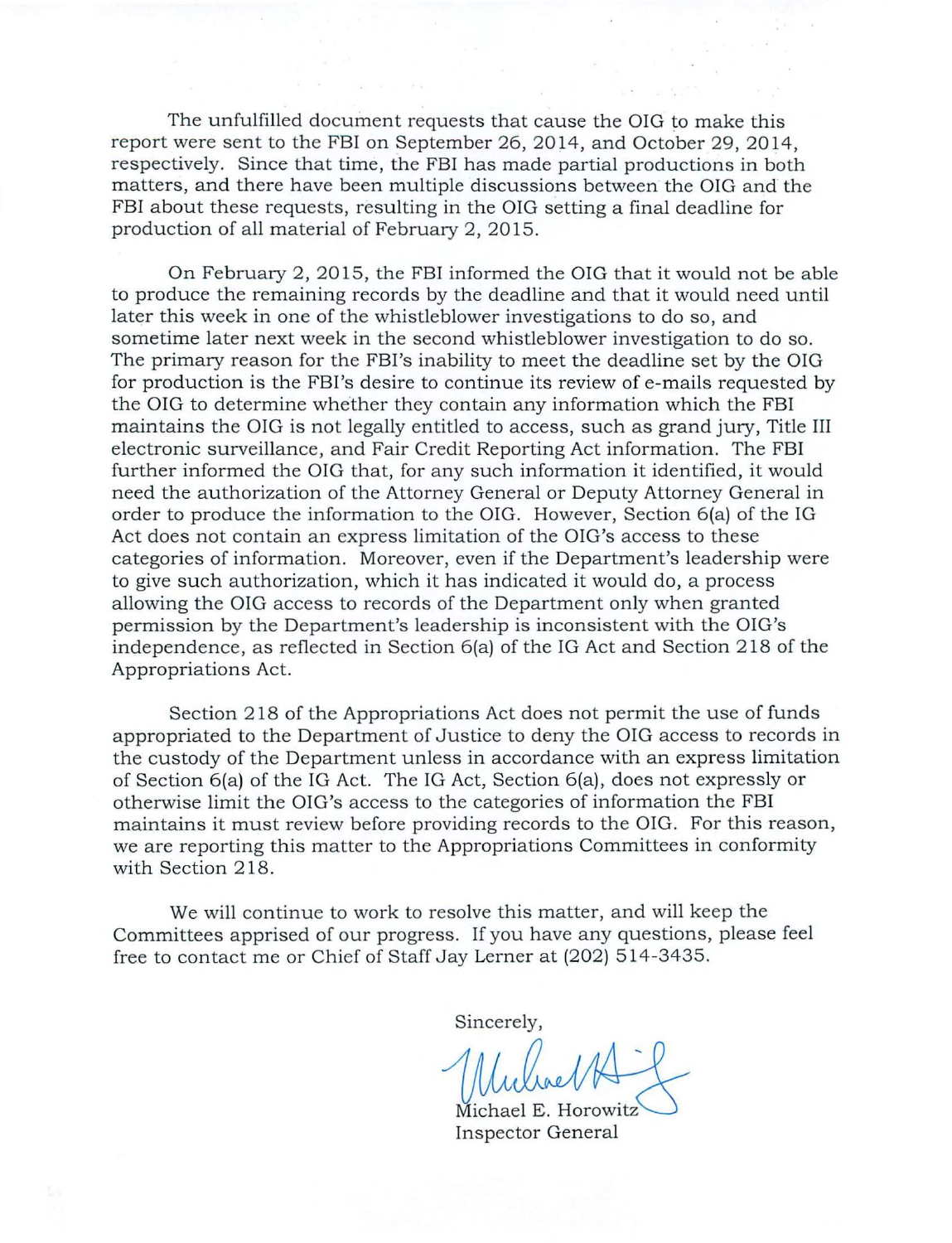The unfulfilled document requests that cause the OIG to make this report were sent to the FBI on September 26, 2014, and October 29, 2014, respectively. Since that time, the FBI has made partial productions in both matters, and there have been multiple discussions between the OIG and the FBI about these requests, resulting in the OIG setting a final deadline for production of all material of February 2, 2015.

On February 2, 2015, the FBI informed the OIG that it would not be able to produce the remaining records by the deadline and that it would need until later this week in one of the whistleblower investigations to do so, and sometime later next week in the second whistleblower investigation to do so. The primary reason for the FBI's inability to meet the deadline set by the OIG for production is the FBI's desire to continue its review of e-mails requested by the OIG to determine whether they contain any information which the FBI maintains the OIG is not legally entitled to access, such as grand jury, Title III electronic surveillance, and Fair Credit Reporting Act information. The FBI further informed the OIG that, for any such information it identified, it would need the authorization of the Attorney General or Deputy Attorney General in order to produce the information to the OIG. However, Section 6(a) of the IG Act does not contain an express limitation of the OIG's access to these categories of information. Moreover, even if the Department's leadership were to give such authorization, which it has indicated it would do, a process allowing the OIG access to records of the Department only when granted permission by the Department's leadership is inconsistent with the OIG's independence, as reflected in Section 6(a) of the IG Act and Section 218 of the Appropriations Act.

Section 218 of the Appropriations Act does not permit the use of funds appropriated to the Department of Justice to deny the OIG access to records in the custody of the Department unless in accordance with an express limitation of Section 6(a) of the IG Act. The IG Act, Section 6(a), does not expressly or otherwise limit the OIG's access to the categories of information the FBI maintains it must review before providing records to the OIG. For this reason, we are reporting this matter to the Appropriations Committees in conformity with Section 218.

We will continue to work to resolve this matter, and will keep the Committees apprised of our progress. If you have any questions, please feel free to contact me or Chief of Staff Jay Lerner at (202) 514-3435.

Sincerely,

Michael E. Horowitz
Inspector General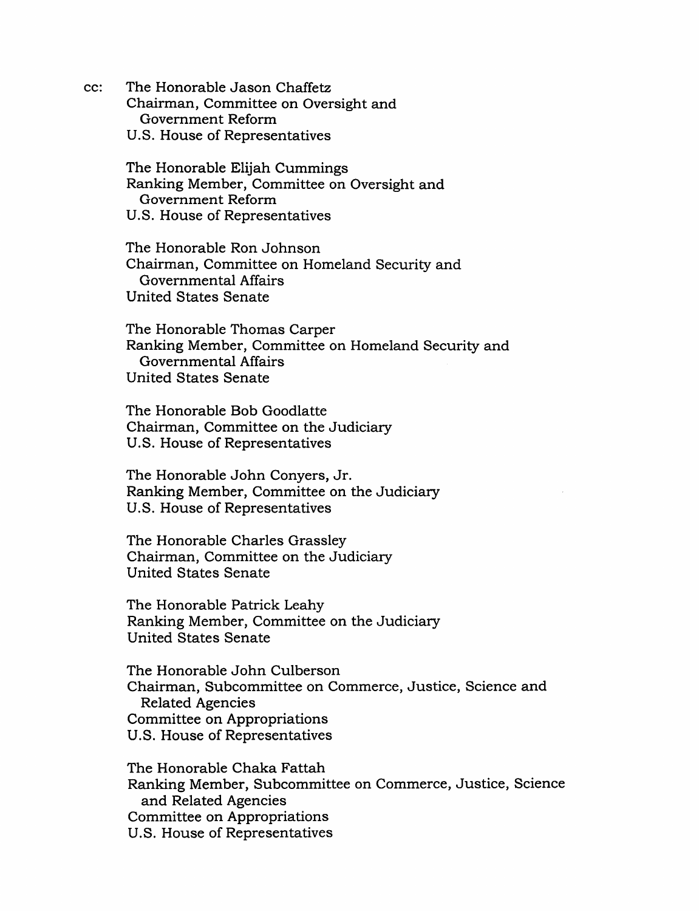cc: The Honorable Jason Chaffetz
Chairman, Committee on Oversight and Government Reform
U.S. House of Representatives

The Honorable Elijah Cummings
Ranking Member, Committee on Oversight and Government Reform
U.S. House of Representatives

The Honorable Ron Johnson
Chairman, Committee on Homeland Security and Governmental Affairs
United States Senate

The Honorable Thomas Carper
Ranking Member, Committee on Homeland Security and Governmental Affairs
United States Senate

The Honorable Bob Goodlatte
Chairman, Committee on the Judiciary
U.S. House of Representatives

The Honorable John Conyers, Jr.
Ranking Member, Committee on the Judiciary
U.S. House of Representatives

The Honorable Charles Grassley
Chairman, Committee on the Judiciary
United States Senate

The Honorable Patrick Leahy
Ranking Member, Committee on the Judiciary
United States Senate

The Honorable John Culberson
Chairman, Subcommittee on Commerce, Justice, Science and Related Agencies
Committee on Appropriations
U.S. House of Representatives

The Honorable Chaka Fattah
Ranking Member, Subcommittee on Commerce, Justice, Science and Related Agencies
Committee on Appropriations
U.S. House of Representatives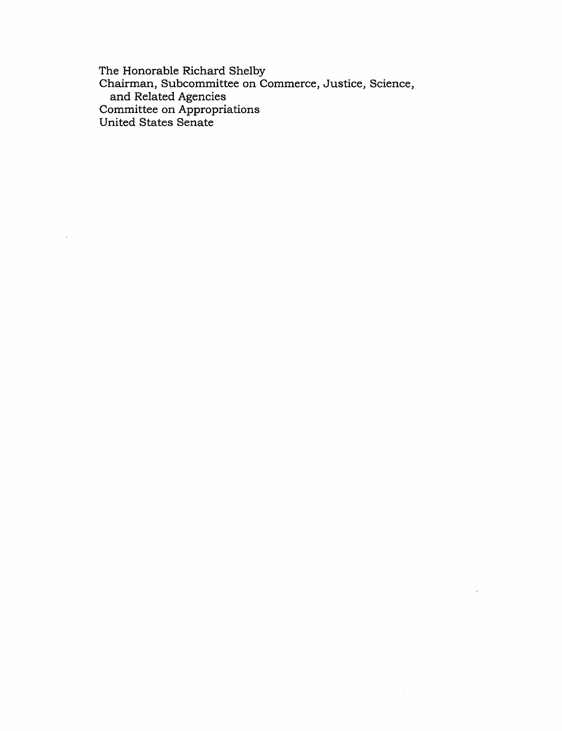The Honorable Richard Shelby
Chairman, Subcommittee on Commerce, Justice, Science,
and Related Agencies
Committee on Appropriations
United States Senate